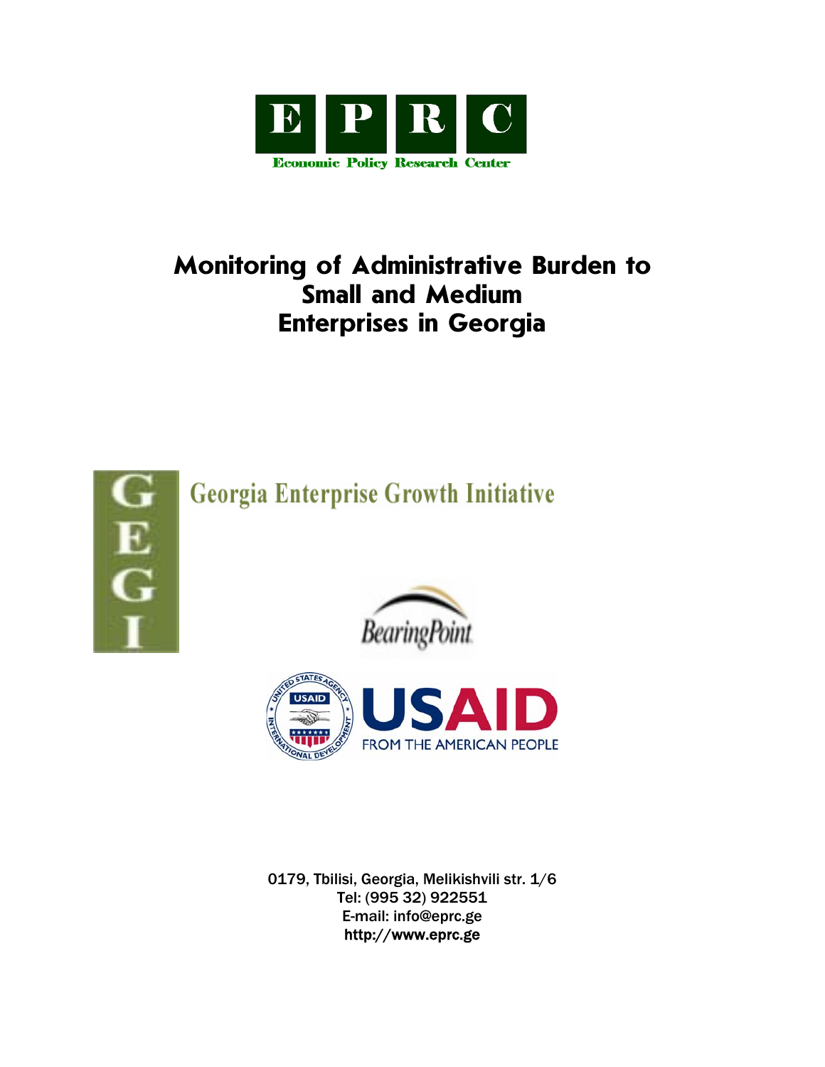EPRC

Economic Policy Research Center

# Monitoring of Administrative Burden to Small and Medium Enterprises in Georgia

GEGI

Georgia Enterprise Growth Initiative

BearingPoint

USAID

FROM THE AMERICAN PEOPLE

0179, Tbilisi, Georgia, Melikishvili str. 1/6
Tel: (995 32) 922551
E-mail: info@eprc.ge
http://www.eprc.ge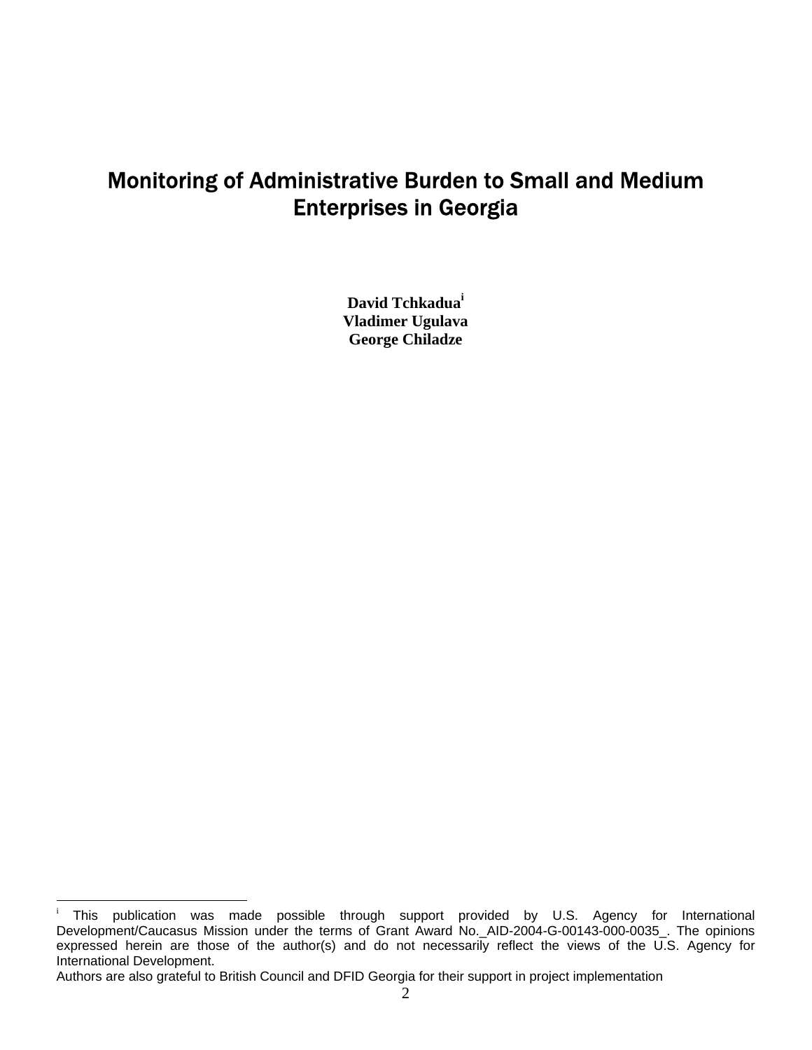# Monitoring of Administrative Burden to Small and Medium Enterprises in Georgia

**David Tchkadua**[i]
**Vladimer Ugulava**
**George Chiladze**

---

[i] This publication was made possible through support provided by U.S. Agency for International Development/Caucasus Mission under the terms of Grant Award No._AID-2004-G-00143-000-0035_. The opinions expressed herein are those of the author(s) and do not necessarily reflect the views of the U.S. Agency for International Development.

Authors are also grateful to British Council and DFID Georgia for their support in project implementation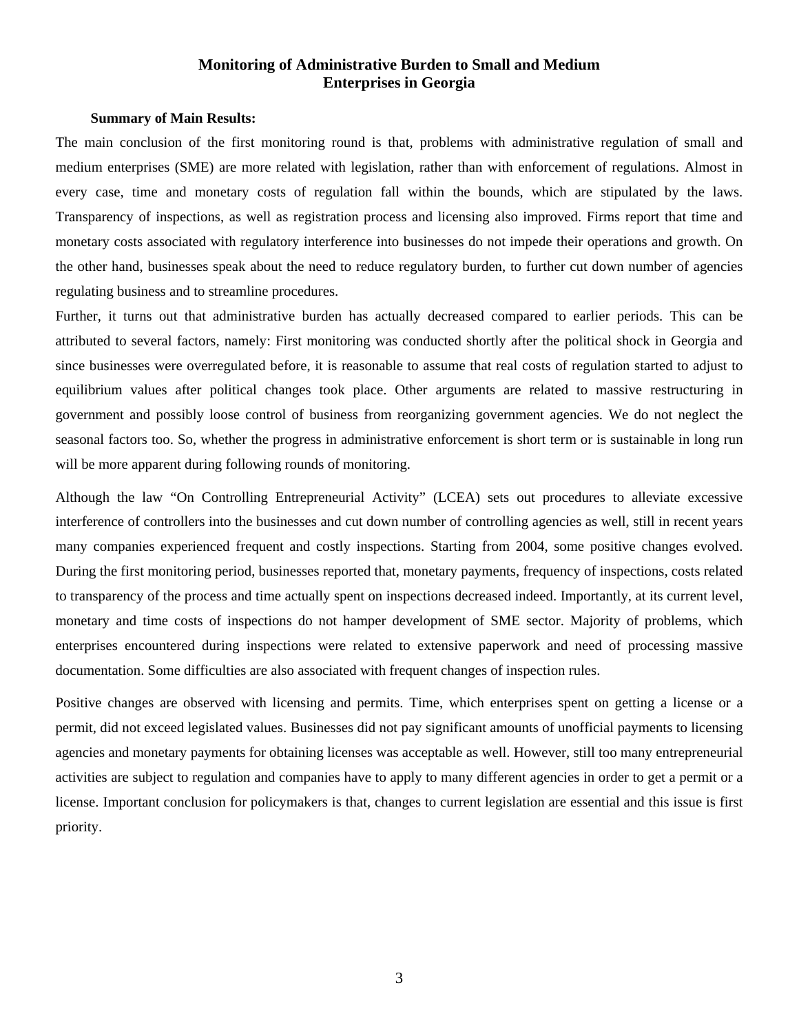# Monitoring of Administrative Burden to Small and Medium Enterprises in Georgia

**Summary of Main Results:**

The main conclusion of the first monitoring round is that, problems with administrative regulation of small and medium enterprises (SME) are more related with legislation, rather than with enforcement of regulations. Almost in every case, time and monetary costs of regulation fall within the bounds, which are stipulated by the laws. Transparency of inspections, as well as registration process and licensing also improved. Firms report that time and monetary costs associated with regulatory interference into businesses do not impede their operations and growth. On the other hand, businesses speak about the need to reduce regulatory burden, to further cut down number of agencies regulating business and to streamline procedures.

Further, it turns out that administrative burden has actually decreased compared to earlier periods. This can be attributed to several factors, namely: First monitoring was conducted shortly after the political shock in Georgia and since businesses were overregulated before, it is reasonable to assume that real costs of regulation started to adjust to equilibrium values after political changes took place. Other arguments are related to massive restructuring in government and possibly loose control of business from reorganizing government agencies. We do not neglect the seasonal factors too. So, whether the progress in administrative enforcement is short term or is sustainable in long run will be more apparent during following rounds of monitoring.

Although the law "On Controlling Entrepreneurial Activity" (LCEA) sets out procedures to alleviate excessive interference of controllers into the businesses and cut down number of controlling agencies as well, still in recent years many companies experienced frequent and costly inspections. Starting from 2004, some positive changes evolved. During the first monitoring period, businesses reported that, monetary payments, frequency of inspections, costs related to transparency of the process and time actually spent on inspections decreased indeed. Importantly, at its current level, monetary and time costs of inspections do not hamper development of SME sector. Majority of problems, which enterprises encountered during inspections were related to extensive paperwork and need of processing massive documentation. Some difficulties are also associated with frequent changes of inspection rules.

Positive changes are observed with licensing and permits. Time, which enterprises spent on getting a license or a permit, did not exceed legislated values. Businesses did not pay significant amounts of unofficial payments to licensing agencies and monetary payments for obtaining licenses was acceptable as well. However, still too many entrepreneurial activities are subject to regulation and companies have to apply to many different agencies in order to get a permit or a license. Important conclusion for policymakers is that, changes to current legislation are essential and this issue is first priority.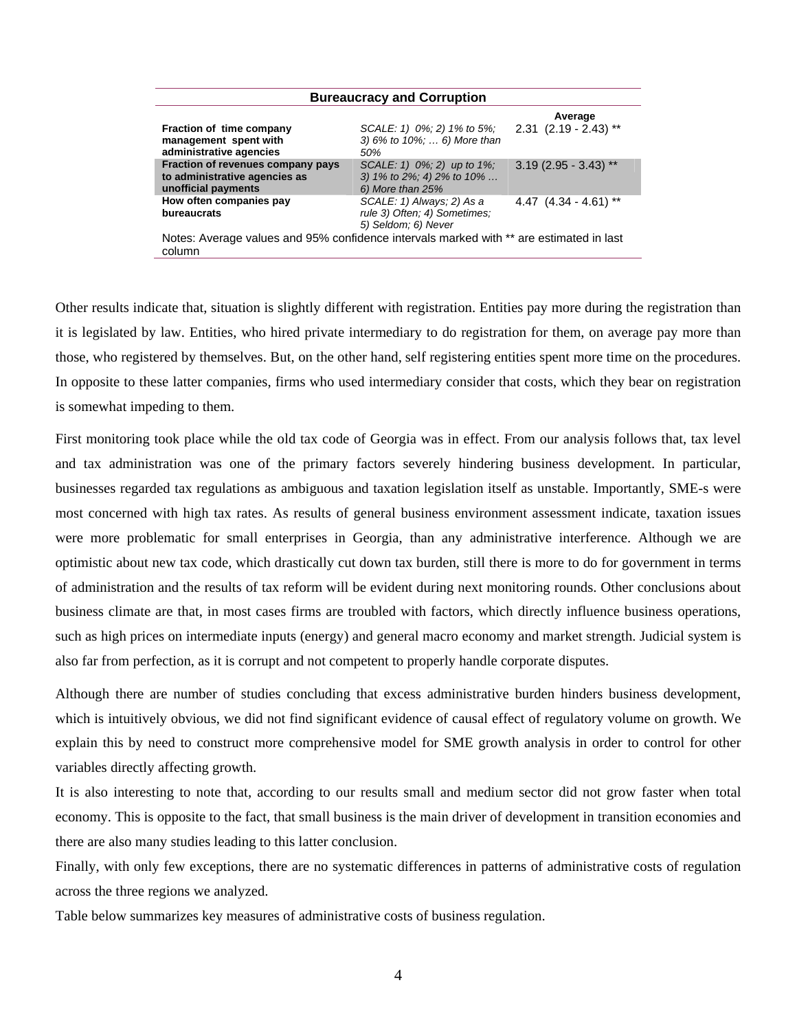| Bureaucracy and Corruption | | |
|---|---|---|
| | | **Average** |
| **Fraction of time company management spent with administrative agencies** | *SCALE: 1) 0%; 2) 1% to 5%; 3) 6% to 10%; … 6) More than 50%* | 2.31 (2.19 - 2.43) ** |
| **Fraction of revenues company pays to administrative agencies as unofficial payments** | *SCALE: 1) 0%; 2) up to 1%; 3) 1% to 2%; 4) 2% to 10% … 6) More than 25%* | 3.19 (2.95 - 3.43) ** |
| **How often companies pay bureaucrats** | *SCALE: 1) Always; 2) As a rule 3) Often; 4) Sometimes; 5) Seldom; 6) Never* | 4.47 (4.34 - 4.61) ** |

Notes: Average values and 95% confidence intervals marked with ** are estimated in last column

Other results indicate that, situation is slightly different with registration. Entities pay more during the registration than it is legislated by law. Entities, who hired private intermediary to do registration for them, on average pay more than those, who registered by themselves. But, on the other hand, self registering entities spent more time on the procedures. In opposite to these latter companies, firms who used intermediary consider that costs, which they bear on registration is somewhat impeding to them.

First monitoring took place while the old tax code of Georgia was in effect. From our analysis follows that, tax level and tax administration was one of the primary factors severely hindering business development. In particular, businesses regarded tax regulations as ambiguous and taxation legislation itself as unstable. Importantly, SME-s were most concerned with high tax rates. As results of general business environment assessment indicate, taxation issues were more problematic for small enterprises in Georgia, than any administrative interference. Although we are optimistic about new tax code, which drastically cut down tax burden, still there is more to do for government in terms of administration and the results of tax reform will be evident during next monitoring rounds. Other conclusions about business climate are that, in most cases firms are troubled with factors, which directly influence business operations, such as high prices on intermediate inputs (energy) and general macro economy and market strength. Judicial system is also far from perfection, as it is corrupt and not competent to properly handle corporate disputes.

Although there are number of studies concluding that excess administrative burden hinders business development, which is intuitively obvious, we did not find significant evidence of causal effect of regulatory volume on growth. We explain this by need to construct more comprehensive model for SME growth analysis in order to control for other variables directly affecting growth.

It is also interesting to note that, according to our results small and medium sector did not grow faster when total economy. This is opposite to the fact, that small business is the main driver of development in transition economies and there are also many studies leading to this latter conclusion.

Finally, with only few exceptions, there are no systematic differences in patterns of administrative costs of regulation across the three regions we analyzed.

Table below summarizes key measures of administrative costs of business regulation.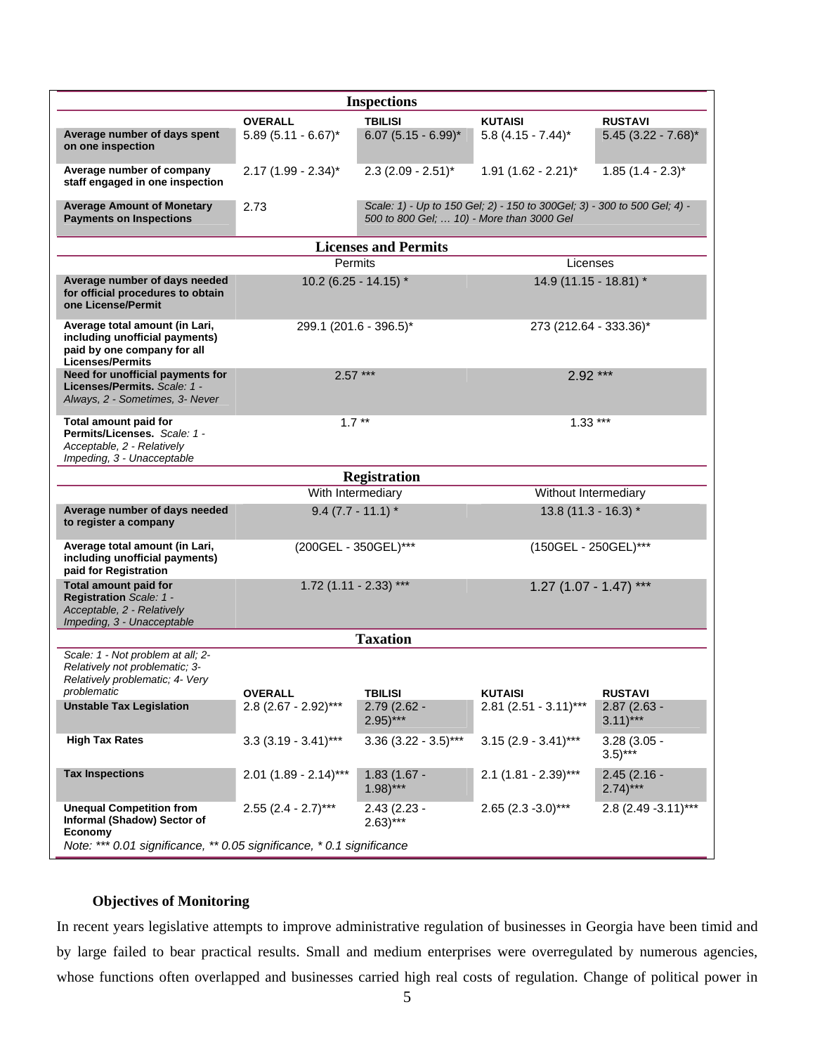| Inspections | | | | |
|---|---|---|---|---|
| | **OVERALL** | **TBILISI** | **KUTAISI** | **RUSTAVI** |
| **Average number of days spent on one inspection** | 5.89 (5.11 - 6.67)* | 6.07 (5.15 - 6.99)* | 5.8 (4.15 - 7.44)* | 5.45 (3.22 - 7.68)* |
| **Average number of company staff engaged in one inspection** | 2.17 (1.99 - 2.34)* | 2.3 (2.09 - 2.51)* | 1.91 (1.62 - 2.21)* | 1.85 (1.4 - 2.3)* |
| **Average Amount of Monetary Payments on Inspections** | 2.73 | *Scale: 1) - Up to 150 Gel; 2) - 150 to 300Gel; 3) - 300 to 500 Gel; 4) - 500 to 800 Gel; … 10) - More than 3000 Gel* | | |

| Licenses and Permits | | |
|---|---|---|
| | Permits | Licenses |
| **Average number of days needed for official procedures to obtain one License/Permit** | 10.2 (6.25 - 14.15) * | 14.9 (11.15 - 18.81) * |
| **Average total amount (in Lari, including unofficial payments) paid by one company for all Licenses/Permits** | 299.1 (201.6 - 396.5)* | 273 (212.64 - 333.36)* |
| **Need for unofficial payments for Licenses/Permits.** *Scale: 1 - Always, 2 - Sometimes, 3- Never* | 2.57 *** | 2.92 *** |
| **Total amount paid for Permits/Licenses.** *Scale: 1 - Acceptable, 2 - Relatively Impeding, 3 - Unacceptable* | 1.7 ** | 1.33 *** |

| Registration | | |
|---|---|---|
| | With Intermediary | Without Intermediary |
| **Average number of days needed to register a company** | 9.4 (7.7 - 11.1) * | 13.8 (11.3 - 16.3) * |
| **Average total amount (in Lari, including unofficial payments) paid for Registration** | (200GEL - 350GEL)*** | (150GEL - 250GEL)*** |
| **Total amount paid for Registration** *Scale: 1 - Acceptable, 2 - Relatively Impeding, 3 - Unacceptable* | 1.72 (1.11 - 2.33) *** | 1.27 (1.07 - 1.47) *** |

| Taxation | | | | |
|---|---|---|---|---|
| *Scale: 1 - Not problem at all; 2- Relatively not problematic; 3- Relatively problematic; 4- Very problematic* | **OVERALL** | **TBILISI** | **KUTAISI** | **RUSTAVI** |
| **Unstable Tax Legislation** | 2.8 (2.67 - 2.92)*** | 2.79 (2.62 - 2.95)*** | 2.81 (2.51 - 3.11)*** | 2.87 (2.63 - 3.11)*** |
| **High Tax Rates** | 3.3 (3.19 - 3.41)*** | 3.36 (3.22 - 3.5)*** | 3.15 (2.9 - 3.41)*** | 3.28 (3.05 - 3.5)*** |
| **Tax Inspections** | 2.01 (1.89 - 2.14)*** | 1.83 (1.67 - 1.98)*** | 2.1 (1.81 - 2.39)*** | 2.45 (2.16 - 2.74)*** |
| **Unequal Competition from Informal (Shadow) Sector of Economy** | 2.55 (2.4 - 2.7)*** | 2.43 (2.23 - 2.63)*** | 2.65 (2.3 -3.0)*** | 2.8 (2.49 -3.11)*** |

*Note: *** 0.01 significance, ** 0.05 significance, * 0.1 significance*

### Objectives of Monitoring

In recent years legislative attempts to improve administrative regulation of businesses in Georgia have been timid and by large failed to bear practical results. Small and medium enterprises were overregulated by numerous agencies, whose functions often overlapped and businesses carried high real costs of regulation. Change of political power in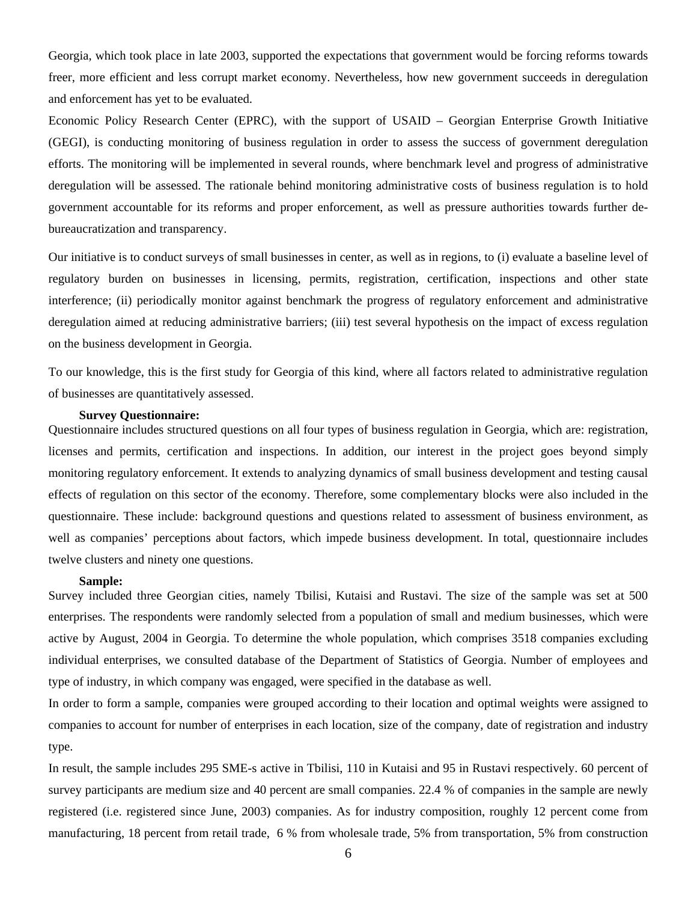Georgia, which took place in late 2003, supported the expectations that government would be forcing reforms towards freer, more efficient and less corrupt market economy. Nevertheless, how new government succeeds in deregulation and enforcement has yet to be evaluated.

Economic Policy Research Center (EPRC), with the support of USAID – Georgian Enterprise Growth Initiative (GEGI), is conducting monitoring of business regulation in order to assess the success of government deregulation efforts. The monitoring will be implemented in several rounds, where benchmark level and progress of administrative deregulation will be assessed. The rationale behind monitoring administrative costs of business regulation is to hold government accountable for its reforms and proper enforcement, as well as pressure authorities towards further de-bureaucratization and transparency.

Our initiative is to conduct surveys of small businesses in center, as well as in regions, to (i) evaluate a baseline level of regulatory burden on businesses in licensing, permits, registration, certification, inspections and other state interference; (ii) periodically monitor against benchmark the progress of regulatory enforcement and administrative deregulation aimed at reducing administrative barriers; (iii) test several hypothesis on the impact of excess regulation on the business development in Georgia.

To our knowledge, this is the first study for Georgia of this kind, where all factors related to administrative regulation of businesses are quantitatively assessed.

**Survey Questionnaire:**

Questionnaire includes structured questions on all four types of business regulation in Georgia, which are: registration, licenses and permits, certification and inspections. In addition, our interest in the project goes beyond simply monitoring regulatory enforcement. It extends to analyzing dynamics of small business development and testing causal effects of regulation on this sector of the economy. Therefore, some complementary blocks were also included in the questionnaire. These include: background questions and questions related to assessment of business environment, as well as companies' perceptions about factors, which impede business development. In total, questionnaire includes twelve clusters and ninety one questions.

**Sample:**

Survey included three Georgian cities, namely Tbilisi, Kutaisi and Rustavi. The size of the sample was set at 500 enterprises. The respondents were randomly selected from a population of small and medium businesses, which were active by August, 2004 in Georgia. To determine the whole population, which comprises 3518 companies excluding individual enterprises, we consulted database of the Department of Statistics of Georgia. Number of employees and type of industry, in which company was engaged, were specified in the database as well.

In order to form a sample, companies were grouped according to their location and optimal weights were assigned to companies to account for number of enterprises in each location, size of the company, date of registration and industry type.

In result, the sample includes 295 SME-s active in Tbilisi, 110 in Kutaisi and 95 in Rustavi respectively. 60 percent of survey participants are medium size and 40 percent are small companies. 22.4 % of companies in the sample are newly registered (i.e. registered since June, 2003) companies. As for industry composition, roughly 12 percent come from manufacturing, 18 percent from retail trade, 6 % from wholesale trade, 5% from transportation, 5% from construction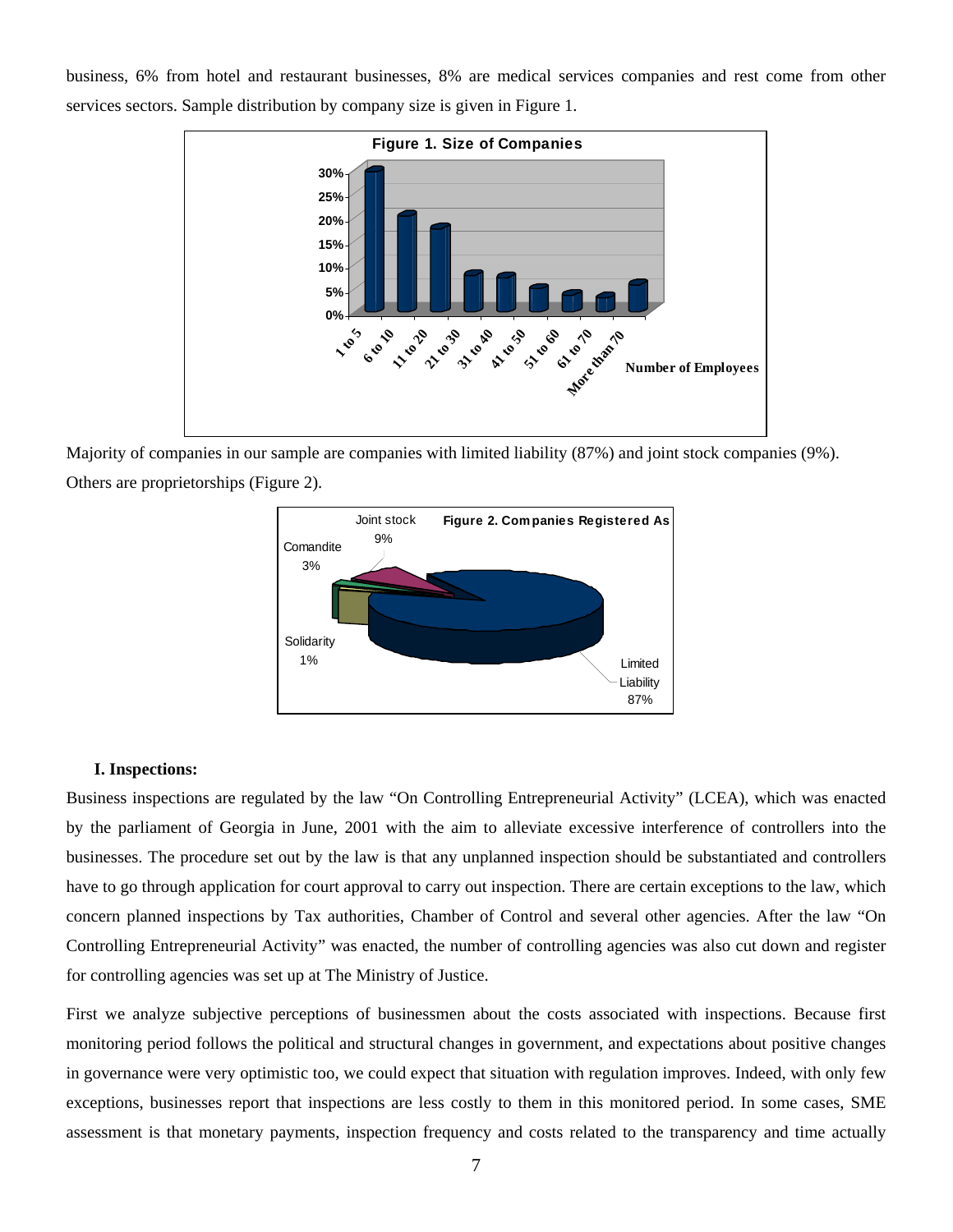business, 6% from hotel and restaurant businesses, 8% are medical services companies and rest come from other services sectors. Sample distribution by company size is given in Figure 1.

Figure 1. Size of Companies

Majority of companies in our sample are companies with limited liability (87%) and joint stock companies (9%). Others are proprietorships (Figure 2).

Figure 2. Companies Registered As

**I. Inspections:**

Business inspections are regulated by the law "On Controlling Entrepreneurial Activity" (LCEA), which was enacted by the parliament of Georgia in June, 2001 with the aim to alleviate excessive interference of controllers into the businesses. The procedure set out by the law is that any unplanned inspection should be substantiated and controllers have to go through application for court approval to carry out inspection. There are certain exceptions to the law, which concern planned inspections by Tax authorities, Chamber of Control and several other agencies. After the law "On Controlling Entrepreneurial Activity" was enacted, the number of controlling agencies was also cut down and register for controlling agencies was set up at The Ministry of Justice.

First we analyze subjective perceptions of businessmen about the costs associated with inspections. Because first monitoring period follows the political and structural changes in government, and expectations about positive changes in governance were very optimistic too, we could expect that situation with regulation improves. Indeed, with only few exceptions, businesses report that inspections are less costly to them in this monitored period. In some cases, SME assessment is that monetary payments, inspection frequency and costs related to the transparency and time actually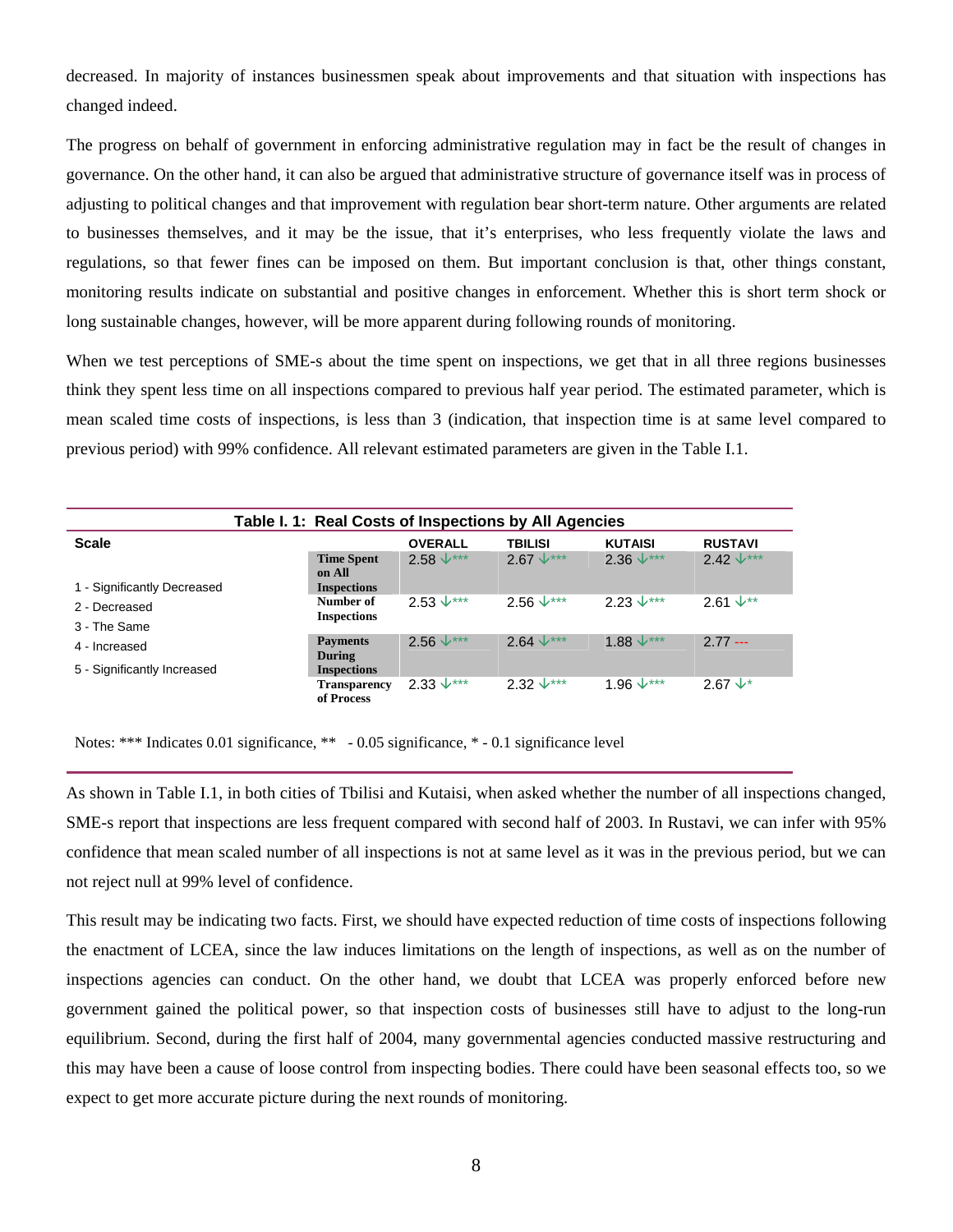decreased. In majority of instances businessmen speak about improvements and that situation with inspections has changed indeed.

The progress on behalf of government in enforcing administrative regulation may in fact be the result of changes in governance. On the other hand, it can also be argued that administrative structure of governance itself was in process of adjusting to political changes and that improvement with regulation bear short-term nature. Other arguments are related to businesses themselves, and it may be the issue, that it's enterprises, who less frequently violate the laws and regulations, so that fewer fines can be imposed on them. But important conclusion is that, other things constant, monitoring results indicate on substantial and positive changes in enforcement. Whether this is short term shock or long sustainable changes, however, will be more apparent during following rounds of monitoring.

When we test perceptions of SME-s about the time spent on inspections, we get that in all three regions businesses think they spent less time on all inspections compared to previous half year period. The estimated parameter, which is mean scaled time costs of inspections, is less than 3 (indication, that inspection time is at same level compared to previous period) with 99% confidence. All relevant estimated parameters are given in the Table I.1.

**Table I. 1: Real Costs of Inspections by All Agencies**

| Scale | | OVERALL | TBILISI | KUTAISI | RUSTAVI |
|---|---|---|---|---|---|
| 1 - Significantly Decreased | **Time Spent on All Inspections** | 2.58 ↓*** | 2.67 ↓*** | 2.36 ↓*** | 2.42 ↓*** |
| 2 - Decreased | **Number of Inspections** | 2.53 ↓*** | 2.56 ↓*** | 2.23 ↓*** | 2.61 ↓** |
| 3 - The Same | | | | | |
| 4 - Increased | **Payments During Inspections** | 2.56 ↓*** | 2.64 ↓*** | 1.88 ↓*** | 2.77 --- |
| 5 - Significantly Increased | **Transparency of Process** | 2.33 ↓*** | 2.32 ↓*** | 1.96 ↓*** | 2.67 ↓* |

Notes: *** Indicates 0.01 significance, ** - 0.05 significance, * - 0.1 significance level

As shown in Table I.1, in both cities of Tbilisi and Kutaisi, when asked whether the number of all inspections changed, SME-s report that inspections are less frequent compared with second half of 2003. In Rustavi, we can infer with 95% confidence that mean scaled number of all inspections is not at same level as it was in the previous period, but we can not reject null at 99% level of confidence.

This result may be indicating two facts. First, we should have expected reduction of time costs of inspections following the enactment of LCEA, since the law induces limitations on the length of inspections, as well as on the number of inspections agencies can conduct. On the other hand, we doubt that LCEA was properly enforced before new government gained the political power, so that inspection costs of businesses still have to adjust to the long-run equilibrium. Second, during the first half of 2004, many governmental agencies conducted massive restructuring and this may have been a cause of loose control from inspecting bodies. There could have been seasonal effects too, so we expect to get more accurate picture during the next rounds of monitoring.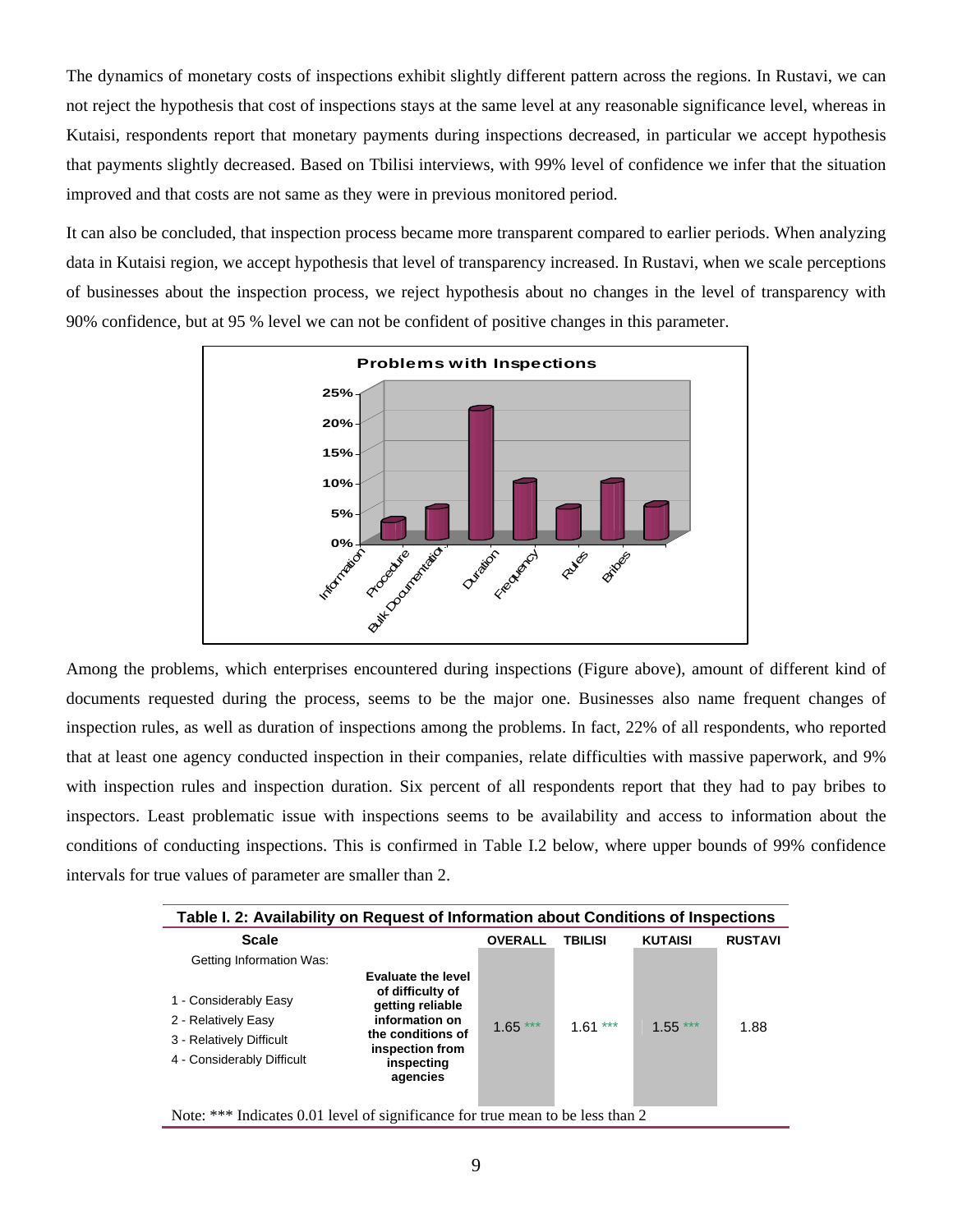The dynamics of monetary costs of inspections exhibit slightly different pattern across the regions. In Rustavi, we can not reject the hypothesis that cost of inspections stays at the same level at any reasonable significance level, whereas in Kutaisi, respondents report that monetary payments during inspections decreased, in particular we accept hypothesis that payments slightly decreased. Based on Tbilisi interviews, with 99% level of confidence we infer that the situation improved and that costs are not same as they were in previous monitored period.

It can also be concluded, that inspection process became more transparent compared to earlier periods. When analyzing data in Kutaisi region, we accept hypothesis that level of transparency increased. In Rustavi, when we scale perceptions of businesses about the inspection process, we reject hypothesis about no changes in the level of transparency with 90% confidence, but at 95 % level we can not be confident of positive changes in this parameter.

**Problems with Inspections**

| Problem | Share |
|---|---|
| Information | ~3% |
| Procedure | ~5% |
| Bulk Documentation | ~22% |
| Duration | ~9% |
| Frequency | ~5% |
| Rules | ~9% |
| Bribes | ~6% |

Among the problems, which enterprises encountered during inspections (Figure above), amount of different kind of documents requested during the process, seems to be the major one. Businesses also name frequent changes of inspection rules, as well as duration of inspections among the problems. In fact, 22% of all respondents, who reported that at least one agency conducted inspection in their companies, relate difficulties with massive paperwork, and 9% with inspection rules and inspection duration. Six percent of all respondents report that they had to pay bribes to inspectors. Least problematic issue with inspections seems to be availability and access to information about the conditions of conducting inspections. This is confirmed in Table I.2 below, where upper bounds of 99% confidence intervals for true values of parameter are smaller than 2.

**Table I. 2: Availability on Request of Information about Conditions of Inspections**

| Scale | | OVERALL | TBILISI | KUTAISI | RUSTAVI |
|---|---|---|---|---|---|
| Getting Information Was:<br>1 - Considerably Easy<br>2 - Relatively Easy<br>3 - Relatively Difficult<br>4 - Considerably Difficult | **Evaluate the level of difficulty of getting reliable information on the conditions of inspection from inspecting agencies** | 1.65 *** | 1.61 *** | 1.55 *** | 1.88 |

Note: *** Indicates 0.01 level of significance for true mean to be less than 2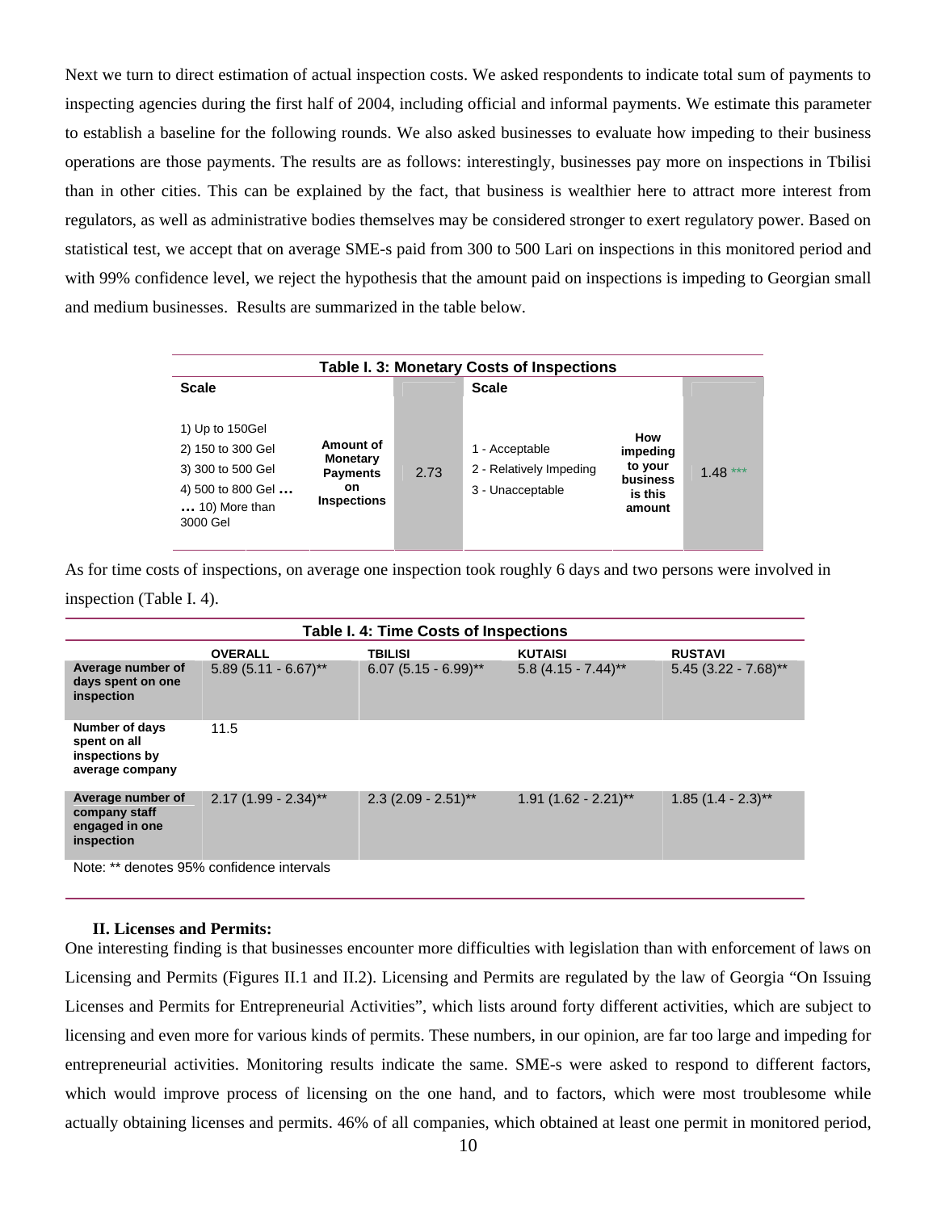Next we turn to direct estimation of actual inspection costs. We asked respondents to indicate total sum of payments to inspecting agencies during the first half of 2004, including official and informal payments. We estimate this parameter to establish a baseline for the following rounds. We also asked businesses to evaluate how impeding to their business operations are those payments. The results are as follows: interestingly, businesses pay more on inspections in Tbilisi than in other cities. This can be explained by the fact, that business is wealthier here to attract more interest from regulators, as well as administrative bodies themselves may be considered stronger to exert regulatory power. Based on statistical test, we accept that on average SME-s paid from 300 to 500 Lari on inspections in this monitored period and with 99% confidence level, we reject the hypothesis that the amount paid on inspections is impeding to Georgian small and medium businesses. Results are summarized in the table below.

**Table I. 3: Monetary Costs of Inspections**

| Scale | | | Scale | | |
|---|---|---|---|---|---|
| 1) Up to 150Gel<br>2) 150 to 300 Gel<br>3) 300 to 500 Gel<br>4) 500 to 800 Gel …<br>… 10) More than 3000 Gel | **Amount of Monetary Payments on Inspections** | 2.73 | 1 - Acceptable<br>2 - Relatively Impeding<br>3 - Unacceptable | **How impeding to your business is this amount** | 1.48 *** |

As for time costs of inspections, on average one inspection took roughly 6 days and two persons were involved in inspection (Table I. 4).

**Table I. 4: Time Costs of Inspections**

| | OVERALL | TBILISI | KUTAISI | RUSTAVI |
|---|---|---|---|---|
| **Average number of days spent on one inspection** | 5.89 (5.11 - 6.67)** | 6.07 (5.15 - 6.99)** | 5.8 (4.15 - 7.44)** | 5.45 (3.22 - 7.68)** |
| **Number of days spent on all inspections by average company** | 11.5 | | | |
| **Average number of company staff engaged in one inspection** | 2.17 (1.99 - 2.34)** | 2.3 (2.09 - 2.51)** | 1.91 (1.62 - 2.21)** | 1.85 (1.4 - 2.3)** |

Note: ** denotes 95% confidence intervals

## II. Licenses and Permits:

One interesting finding is that businesses encounter more difficulties with legislation than with enforcement of laws on Licensing and Permits (Figures II.1 and II.2). Licensing and Permits are regulated by the law of Georgia "On Issuing Licenses and Permits for Entrepreneurial Activities", which lists around forty different activities, which are subject to licensing and even more for various kinds of permits. These numbers, in our opinion, are far too large and impeding for entrepreneurial activities. Monitoring results indicate the same. SME-s were asked to respond to different factors, which would improve process of licensing on the one hand, and to factors, which were most troublesome while actually obtaining licenses and permits. 46% of all companies, which obtained at least one permit in monitored period,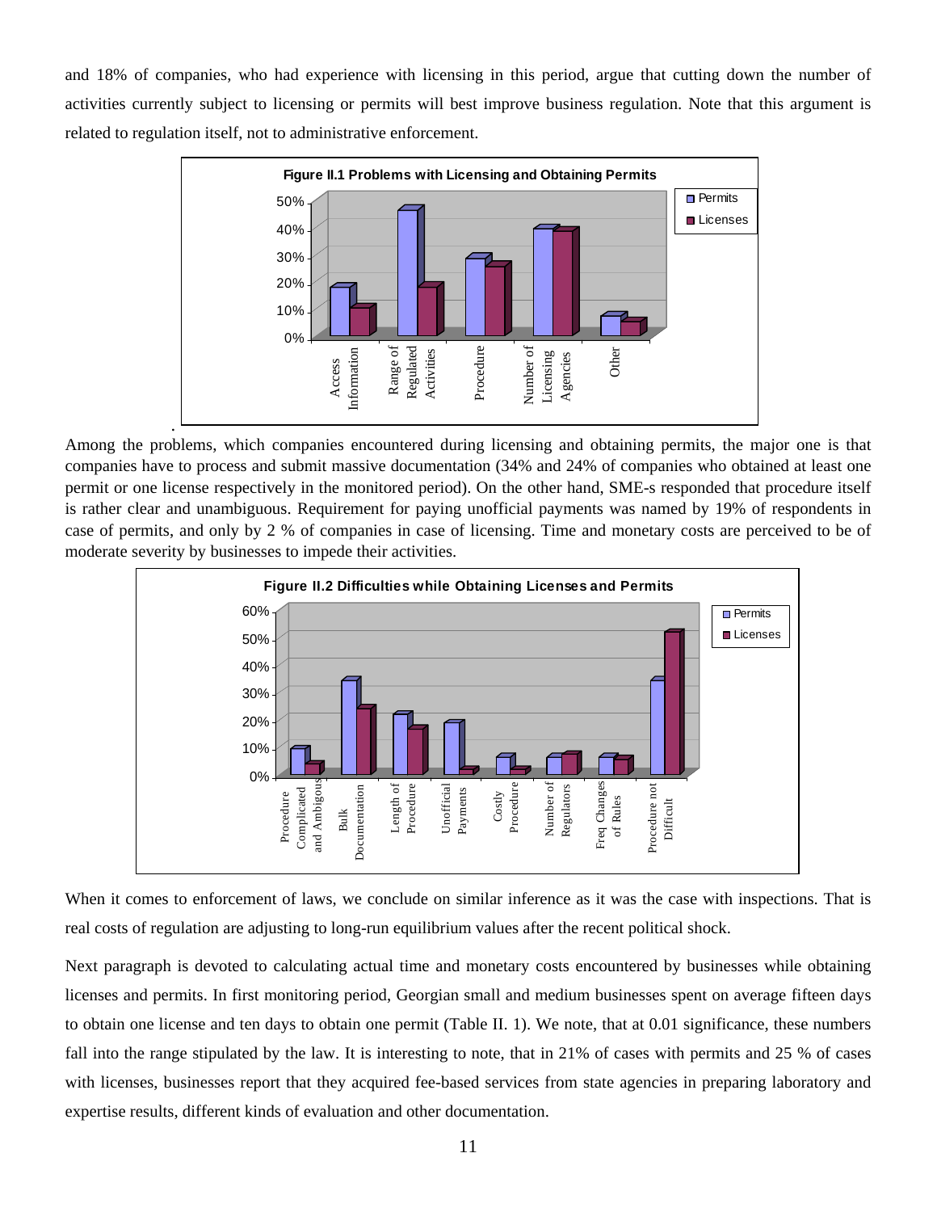and 18% of companies, who had experience with licensing in this period, argue that cutting down the number of activities currently subject to licensing or permits will best improve business regulation. Note that this argument is related to regulation itself, not to administrative enforcement.

**Figure II.1 Problems with Licensing and Obtaining Permits**

Among the problems, which companies encountered during licensing and obtaining permits, the major one is that companies have to process and submit massive documentation (34% and 24% of companies who obtained at least one permit or one license respectively in the monitored period). On the other hand, SME-s responded that procedure itself is rather clear and unambiguous. Requirement for paying unofficial payments was named by 19% of respondents in case of permits, and only by 2 % of companies in case of licensing. Time and monetary costs are perceived to be of moderate severity by businesses to impede their activities.

**Figure II.2 Difficulties while Obtaining Licenses and Permits**

When it comes to enforcement of laws, we conclude on similar inference as it was the case with inspections. That is real costs of regulation are adjusting to long-run equilibrium values after the recent political shock.

Next paragraph is devoted to calculating actual time and monetary costs encountered by businesses while obtaining licenses and permits. In first monitoring period, Georgian small and medium businesses spent on average fifteen days to obtain one license and ten days to obtain one permit (Table II. 1). We note, that at 0.01 significance, these numbers fall into the range stipulated by the law. It is interesting to note, that in 21% of cases with permits and 25 % of cases with licenses, businesses report that they acquired fee-based services from state agencies in preparing laboratory and expertise results, different kinds of evaluation and other documentation.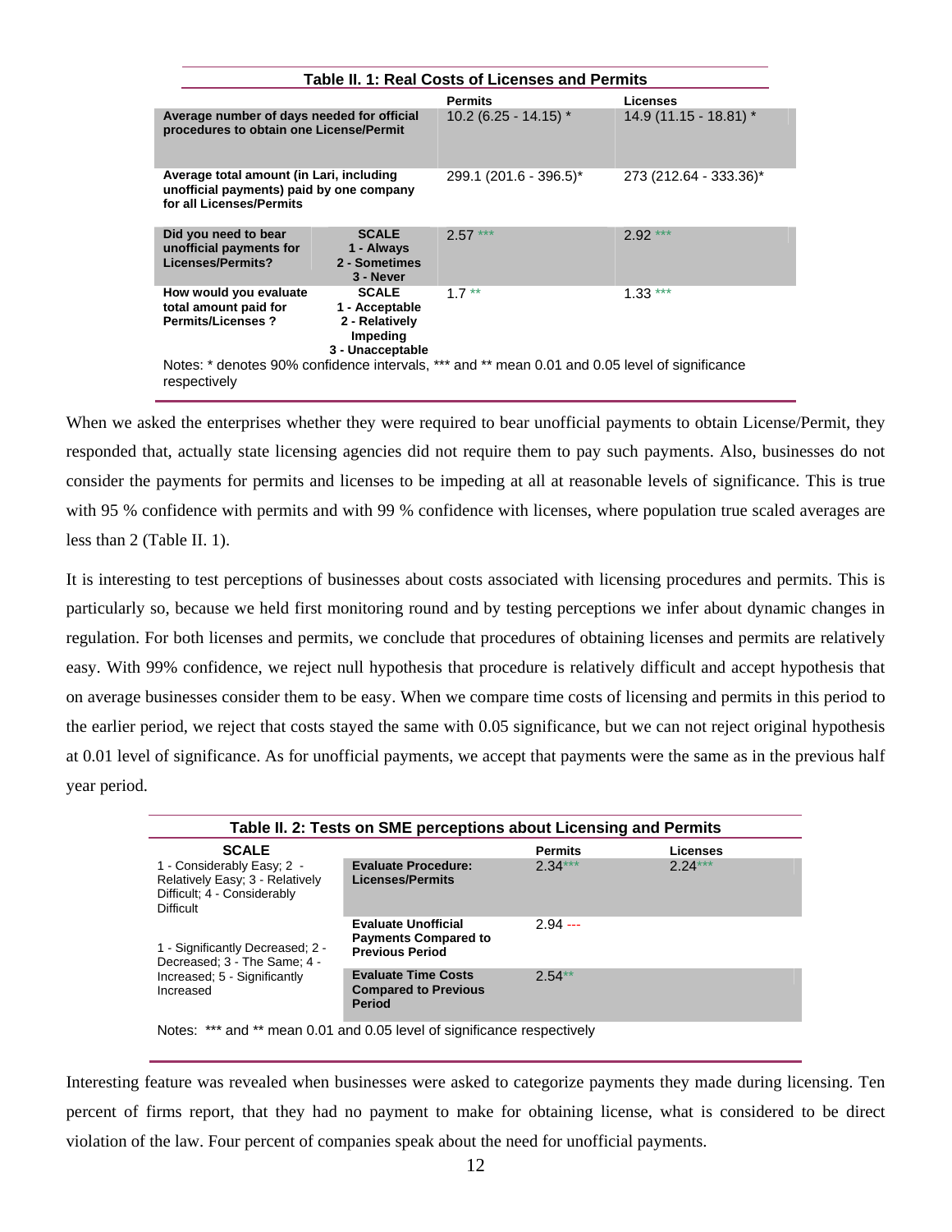**Table II. 1: Real Costs of Licenses and Permits**

| | | Permits | Licenses |
|---|---|---|---|
| Average number of days needed for official procedures to obtain one License/Permit | | 10.2 (6.25 - 14.15) * | 14.9 (11.15 - 18.81) * |
| Average total amount (in Lari, including unofficial payments) paid by one company for all Licenses/Permits | | 299.1 (201.6 - 396.5)* | 273 (212.64 - 333.36)* |
| Did you need to bear unofficial payments for Licenses/Permits? | SCALE 1 - Always 2 - Sometimes 3 - Never | 2.57 *** | 2.92 *** |
| How would you evaluate total amount paid for Permits/Licenses ? | SCALE 1 - Acceptable 2 - Relatively Impeding 3 - Unacceptable | 1.7 ** | 1.33 *** |

Notes: * denotes 90% confidence intervals, *** and ** mean 0.01 and 0.05 level of significance respectively

When we asked the enterprises whether they were required to bear unofficial payments to obtain License/Permit, they responded that, actually state licensing agencies did not require them to pay such payments. Also, businesses do not consider the payments for permits and licenses to be impeding at all at reasonable levels of significance. This is true with 95 % confidence with permits and with 99 % confidence with licenses, where population true scaled averages are less than 2 (Table II. 1).

It is interesting to test perceptions of businesses about costs associated with licensing procedures and permits. This is particularly so, because we held first monitoring round and by testing perceptions we infer about dynamic changes in regulation. For both licenses and permits, we conclude that procedures of obtaining licenses and permits are relatively easy. With 99% confidence, we reject null hypothesis that procedure is relatively difficult and accept hypothesis that on average businesses consider them to be easy. When we compare time costs of licensing and permits in this period to the earlier period, we reject that costs stayed the same with 0.05 significance, but we can not reject original hypothesis at 0.01 level of significance. As for unofficial payments, we accept that payments were the same as in the previous half year period.

**Table II. 2: Tests on SME perceptions about Licensing and Permits**

| SCALE | | Permits | Licenses |
|---|---|---|---|
| 1 - Considerably Easy; 2 - Relatively Easy; 3 - Relatively Difficult; 4 - Considerably Difficult | Evaluate Procedure: Licenses/Permits | 2.34*** | 2.24*** |
| 1 - Significantly Decreased; 2 - Decreased; 3 - The Same; 4 - Increased; 5 - Significantly Increased | Evaluate Unofficial Payments Compared to Previous Period | 2.94 --- | |
| | Evaluate Time Costs Compared to Previous Period | 2.54** | |

Notes: *** and ** mean 0.01 and 0.05 level of significance respectively

Interesting feature was revealed when businesses were asked to categorize payments they made during licensing. Ten percent of firms report, that they had no payment to make for obtaining license, what is considered to be direct violation of the law. Four percent of companies speak about the need for unofficial payments.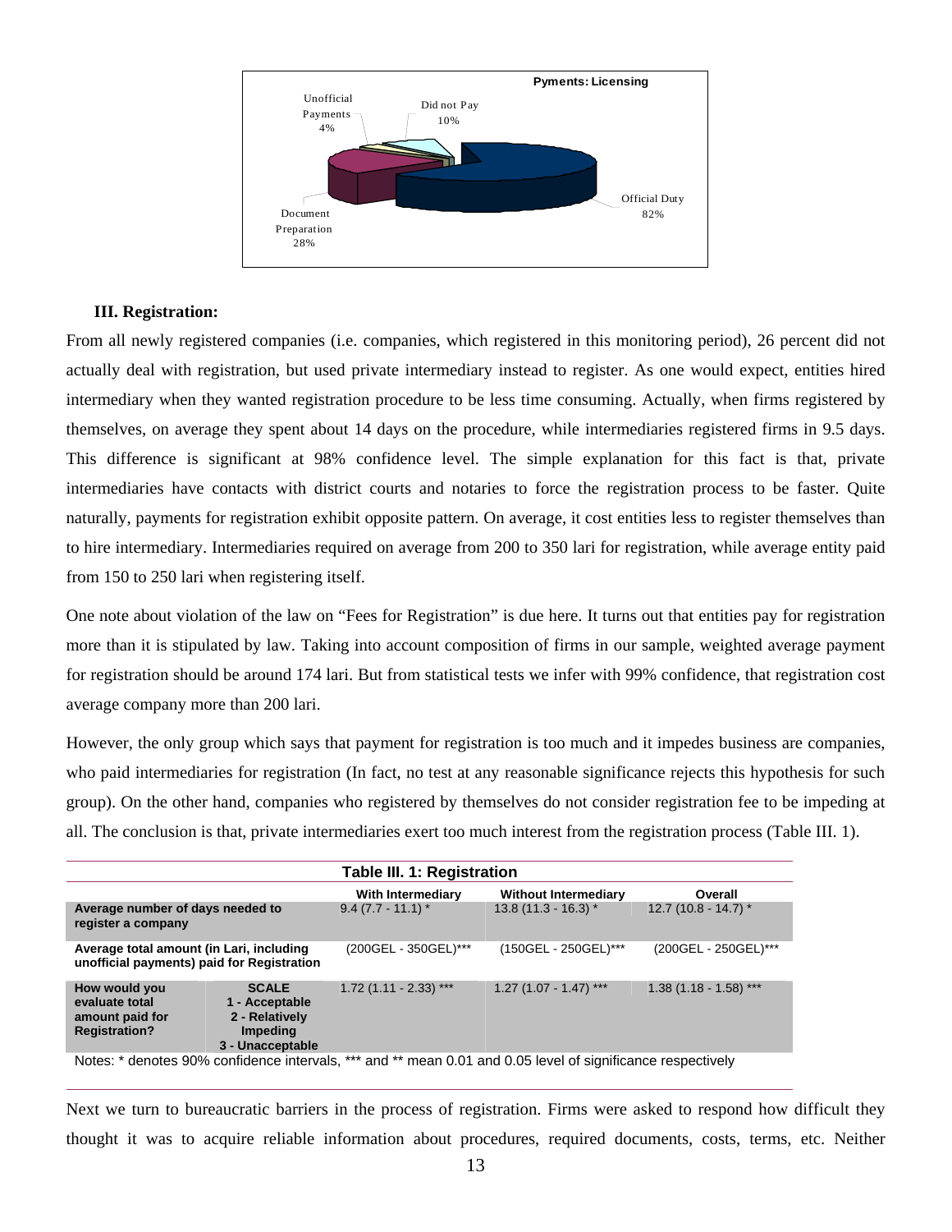Pyments: Licensing

Unofficial Payments 4%

Did not Pay 10%

Official Duty 82%

Document Preparation 28%

**III. Registration:**

From all newly registered companies (i.e. companies, which registered in this monitoring period), 26 percent did not actually deal with registration, but used private intermediary instead to register. As one would expect, entities hired intermediary when they wanted registration procedure to be less time consuming. Actually, when firms registered by themselves, on average they spent about 14 days on the procedure, while intermediaries registered firms in 9.5 days. This difference is significant at 98% confidence level. The simple explanation for this fact is that, private intermediaries have contacts with district courts and notaries to force the registration process to be faster. Quite naturally, payments for registration exhibit opposite pattern. On average, it cost entities less to register themselves than to hire intermediary. Intermediaries required on average from 200 to 350 lari for registration, while average entity paid from 150 to 250 lari when registering itself.

One note about violation of the law on "Fees for Registration" is due here. It turns out that entities pay for registration more than it is stipulated by law. Taking into account composition of firms in our sample, weighted average payment for registration should be around 174 lari. But from statistical tests we infer with 99% confidence, that registration cost average company more than 200 lari.

However, the only group which says that payment for registration is too much and it impedes business are companies, who paid intermediaries for registration (In fact, no test at any reasonable significance rejects this hypothesis for such group). On the other hand, companies who registered by themselves do not consider registration fee to be impeding at all. The conclusion is that, private intermediaries exert too much interest from the registration process (Table III. 1).

**Table III. 1: Registration**

| | | With Intermediary | Without Intermediary | Overall |
|---|---|---|---|---|
| **Average number of days needed to register a company** | | 9.4 (7.7 - 11.1) * | 13.8 (11.3 - 16.3) * | 12.7 (10.8 - 14.7) * |
| **Average total amount (in Lari, including unofficial payments) paid for Registration** | | (200GEL - 350GEL)*** | (150GEL - 250GEL)*** | (200GEL - 250GEL)*** |
| **How would you evaluate total amount paid for Registration?** | **SCALE 1 - Acceptable 2 - Relatively Impeding 3 - Unacceptable** | 1.72 (1.11 - 2.33) *** | 1.27 (1.07 - 1.47) *** | 1.38 (1.18 - 1.58) *** |

Notes: * denotes 90% confidence intervals, *** and ** mean 0.01 and 0.05 level of significance respectively

Next we turn to bureaucratic barriers in the process of registration. Firms were asked to respond how difficult they thought it was to acquire reliable information about procedures, required documents, costs, terms, etc. Neither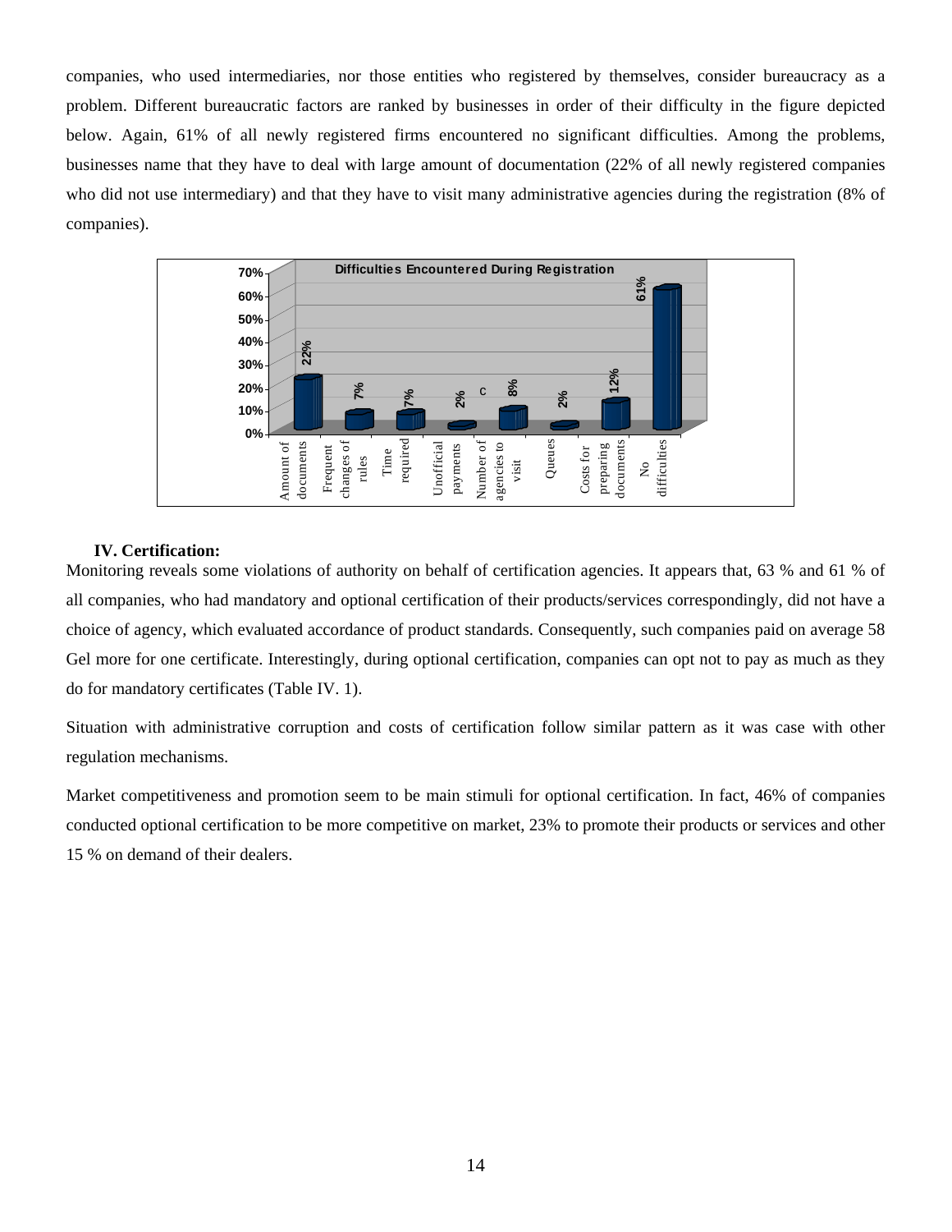companies, who used intermediaries, nor those entities who registered by themselves, consider bureaucracy as a problem. Different bureaucratic factors are ranked by businesses in order of their difficulty in the figure depicted below. Again, 61% of all newly registered firms encountered no significant difficulties. Among the problems, businesses name that they have to deal with large amount of documentation (22% of all newly registered companies who did not use intermediary) and that they have to visit many administrative agencies during the registration (8% of companies).

**Difficulties Encountered During Registration**

| Difficulty | Share |
|---|---|
| Amount of documents | 22% |
| Frequent changes of rules | 7% |
| Time required | 7% |
| Unofficial payments | 2% |
| Number of agencies to visit | 8% |
| Queues | 2% |
| Costs for preparing documents | 12% |
| No difficulties | 61% |

### IV. Certification:

Monitoring reveals some violations of authority on behalf of certification agencies. It appears that, 63 % and 61 % of all companies, who had mandatory and optional certification of their products/services correspondingly, did not have a choice of agency, which evaluated accordance of product standards. Consequently, such companies paid on average 58 Gel more for one certificate. Interestingly, during optional certification, companies can opt not to pay as much as they do for mandatory certificates (Table IV. 1).

Situation with administrative corruption and costs of certification follow similar pattern as it was case with other regulation mechanisms.

Market competitiveness and promotion seem to be main stimuli for optional certification. In fact, 46% of companies conducted optional certification to be more competitive on market, 23% to promote their products or services and other 15 % on demand of their dealers.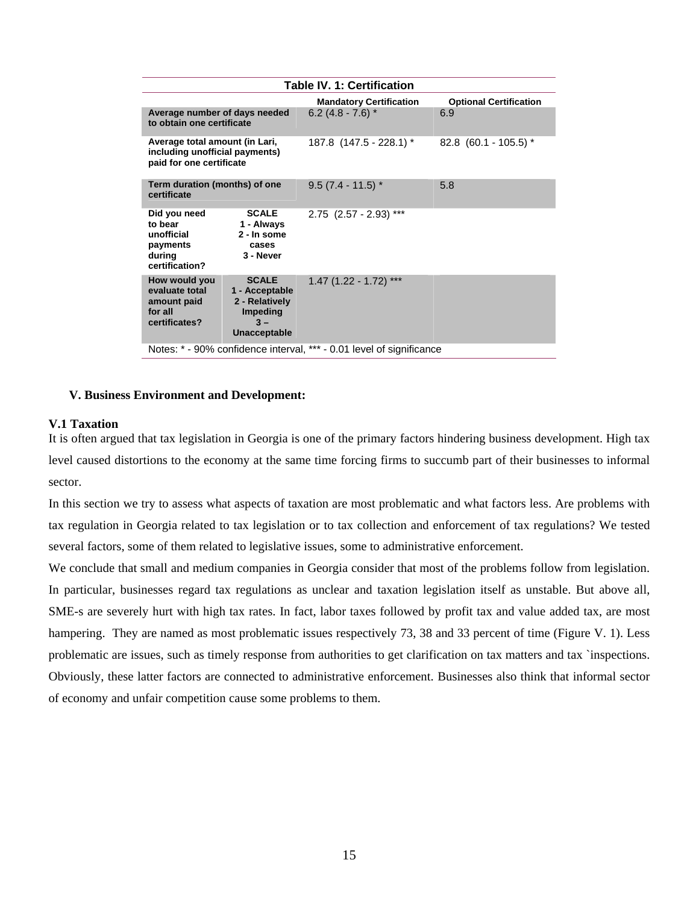**Table IV. 1: Certification**

| | | Mandatory Certification | Optional Certification |
|---|---|---|---|
| Average number of days needed to obtain one certificate | | 6.2 (4.8 - 7.6) * | 6.9 |
| Average total amount (in Lari, including unofficial payments) paid for one certificate | | 187.8 (147.5 - 228.1) * | 82.8 (60.1 - 105.5) * |
| Term duration (months) of one certificate | | 9.5 (7.4 - 11.5) * | 5.8 |
| Did you need to bear unofficial payments during certification? | SCALE 1 - Always 2 - In some cases 3 - Never | 2.75 (2.57 - 2.93) *** | |
| How would you evaluate total amount paid for all certificates? | SCALE 1 - Acceptable 2 - Relatively Impeding 3 – Unacceptable | 1.47 (1.22 - 1.72) *** | |

Notes: * - 90% confidence interval, *** - 0.01 level of significance

## V. Business Environment and Development:

### V.1 Taxation

It is often argued that tax legislation in Georgia is one of the primary factors hindering business development. High tax level caused distortions to the economy at the same time forcing firms to succumb part of their businesses to informal sector.

In this section we try to assess what aspects of taxation are most problematic and what factors less. Are problems with tax regulation in Georgia related to tax legislation or to tax collection and enforcement of tax regulations? We tested several factors, some of them related to legislative issues, some to administrative enforcement.

We conclude that small and medium companies in Georgia consider that most of the problems follow from legislation. In particular, businesses regard tax regulations as unclear and taxation legislation itself as unstable. But above all, SME-s are severely hurt with high tax rates. In fact, labor taxes followed by profit tax and value added tax, are most hampering. They are named as most problematic issues respectively 73, 38 and 33 percent of time (Figure V. 1). Less problematic are issues, such as timely response from authorities to get clarification on tax matters and tax `inspections. Obviously, these latter factors are connected to administrative enforcement. Businesses also think that informal sector of economy and unfair competition cause some problems to them.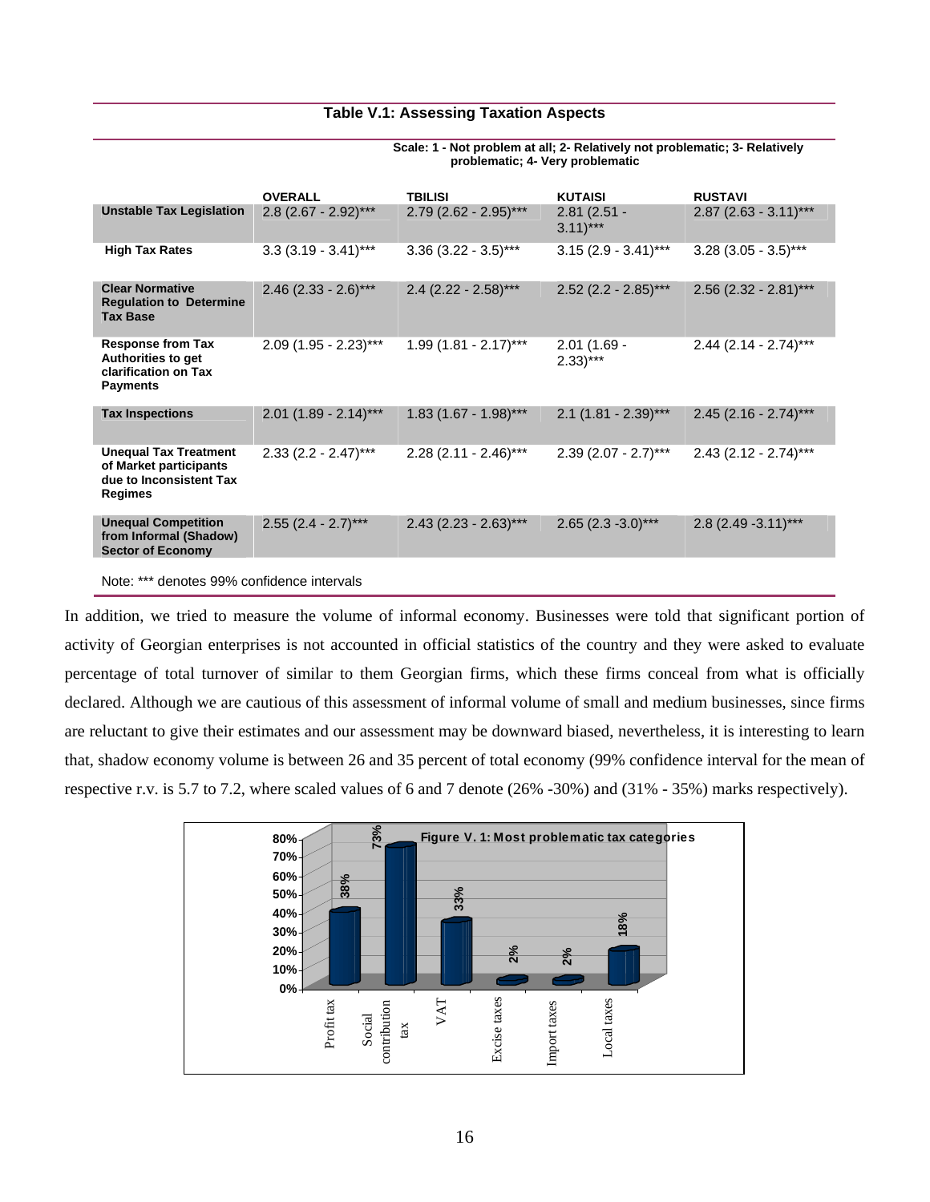**Table V.1: Assessing Taxation Aspects**

Scale: 1 - Not problem at all; 2- Relatively not problematic; 3- Relatively problematic; 4- Very problematic

| | OVERALL | TBILISI | KUTAISI | RUSTAVI |
|---|---|---|---|---|
| **Unstable Tax Legislation** | 2.8 (2.67 - 2.92)*** | 2.79 (2.62 - 2.95)*** | 2.81 (2.51 - 3.11)*** | 2.87 (2.63 - 3.11)*** |
| **High Tax Rates** | 3.3 (3.19 - 3.41)*** | 3.36 (3.22 - 3.5)*** | 3.15 (2.9 - 3.41)*** | 3.28 (3.05 - 3.5)*** |
| **Clear Normative Regulation to Determine Tax Base** | 2.46 (2.33 - 2.6)*** | 2.4 (2.22 - 2.58)*** | 2.52 (2.2 - 2.85)*** | 2.56 (2.32 - 2.81)*** |
| **Response from Tax Authorities to get clarification on Tax Payments** | 2.09 (1.95 - 2.23)*** | 1.99 (1.81 - 2.17)*** | 2.01 (1.69 - 2.33)*** | 2.44 (2.14 - 2.74)*** |
| **Tax Inspections** | 2.01 (1.89 - 2.14)*** | 1.83 (1.67 - 1.98)*** | 2.1 (1.81 - 2.39)*** | 2.45 (2.16 - 2.74)*** |
| **Unequal Tax Treatment of Market participants due to Inconsistent Tax Regimes** | 2.33 (2.2 - 2.47)*** | 2.28 (2.11 - 2.46)*** | 2.39 (2.07 - 2.7)*** | 2.43 (2.12 - 2.74)*** |
| **Unequal Competition from Informal (Shadow) Sector of Economy** | 2.55 (2.4 - 2.7)*** | 2.43 (2.23 - 2.63)*** | 2.65 (2.3 -3.0)*** | 2.8 (2.49 -3.11)*** |

Note: *** denotes 99% confidence intervals

In addition, we tried to measure the volume of informal economy. Businesses were told that significant portion of activity of Georgian enterprises is not accounted in official statistics of the country and they were asked to evaluate percentage of total turnover of similar to them Georgian firms, which these firms conceal from what is officially declared. Although we are cautious of this assessment of informal volume of small and medium businesses, since firms are reluctant to give their estimates and our assessment may be downward biased, nevertheless, it is interesting to learn that, shadow economy volume is between 26 and 35 percent of total economy (99% confidence interval for the mean of respective r.v. is 5.7 to 7.2, where scaled values of 6 and 7 denote (26% -30%) and (31% - 35%) marks respectively).

**Figure V. 1: Most problematic tax categories**

| Tax category | Share |
|---|---|
| Profit tax | 38% |
| Social contribution tax | 73% |
| VAT | 33% |
| Excise taxes | 2% |
| Import taxes | 2% |
| Local taxes | 18% |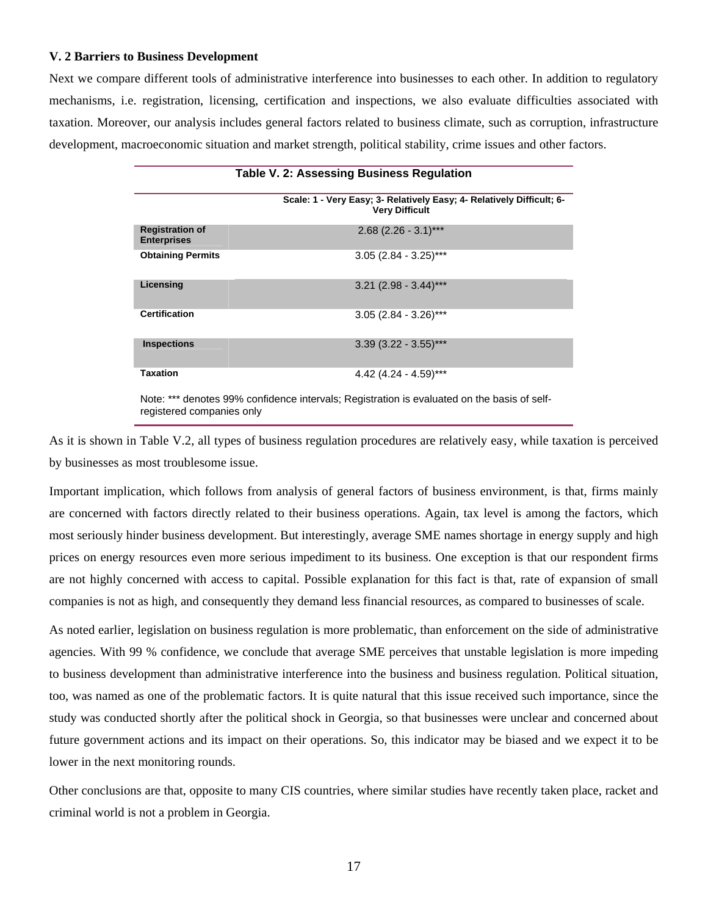### V. 2 Barriers to Business Development

Next we compare different tools of administrative interference into businesses to each other. In addition to regulatory mechanisms, i.e. registration, licensing, certification and inspections, we also evaluate difficulties associated with taxation. Moreover, our analysis includes general factors related to business climate, such as corruption, infrastructure development, macroeconomic situation and market strength, political stability, crime issues and other factors.

**Table V. 2: Assessing Business Regulation**

| | Scale: 1 - Very Easy; 3- Relatively Easy; 4- Relatively Difficult; 6- Very Difficult |
|---|---|
| **Registration of Enterprises** | 2.68 (2.26 - 3.1)*** |
| **Obtaining Permits** | 3.05 (2.84 - 3.25)*** |
| **Licensing** | 3.21 (2.98 - 3.44)*** |
| **Certification** | 3.05 (2.84 - 3.26)*** |
| **Inspections** | 3.39 (3.22 - 3.55)*** |
| **Taxation** | 4.42 (4.24 - 4.59)*** |

Note: *** denotes 99% confidence intervals; Registration is evaluated on the basis of self-registered companies only

As it is shown in Table V.2, all types of business regulation procedures are relatively easy, while taxation is perceived by businesses as most troublesome issue.

Important implication, which follows from analysis of general factors of business environment, is that, firms mainly are concerned with factors directly related to their business operations. Again, tax level is among the factors, which most seriously hinder business development. But interestingly, average SME names shortage in energy supply and high prices on energy resources even more serious impediment to its business. One exception is that our respondent firms are not highly concerned with access to capital. Possible explanation for this fact is that, rate of expansion of small companies is not as high, and consequently they demand less financial resources, as compared to businesses of scale.

As noted earlier, legislation on business regulation is more problematic, than enforcement on the side of administrative agencies. With 99 % confidence, we conclude that average SME perceives that unstable legislation is more impeding to business development than administrative interference into the business and business regulation. Political situation, too, was named as one of the problematic factors. It is quite natural that this issue received such importance, since the study was conducted shortly after the political shock in Georgia, so that businesses were unclear and concerned about future government actions and its impact on their operations. So, this indicator may be biased and we expect it to be lower in the next monitoring rounds.

Other conclusions are that, opposite to many CIS countries, where similar studies have recently taken place, racket and criminal world is not a problem in Georgia.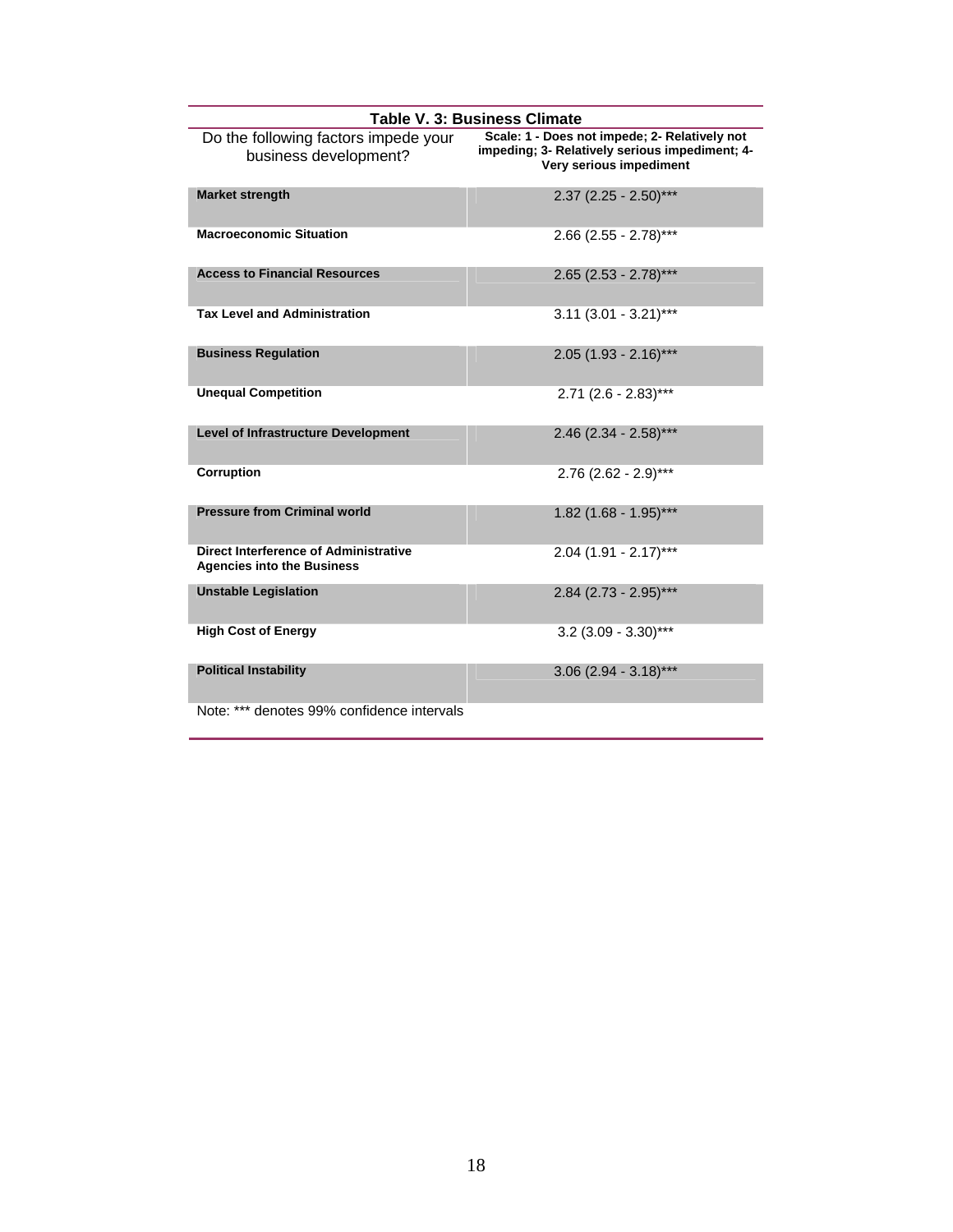**Table V. 3: Business Climate**

| Do the following factors impede your business development? | Scale: 1 - Does not impede; 2- Relatively not impeding; 3- Relatively serious impediment; 4- Very serious impediment |
|---|---|
| **Market strength** | 2.37 (2.25 - 2.50)*** |
| **Macroeconomic Situation** | 2.66 (2.55 - 2.78)*** |
| **Access to Financial Resources** | 2.65 (2.53 - 2.78)*** |
| **Tax Level and Administration** | 3.11 (3.01 - 3.21)*** |
| **Business Regulation** | 2.05 (1.93 - 2.16)*** |
| **Unequal Competition** | 2.71 (2.6 - 2.83)*** |
| **Level of Infrastructure Development** | 2.46 (2.34 - 2.58)*** |
| **Corruption** | 2.76 (2.62 - 2.9)*** |
| **Pressure from Criminal world** | 1.82 (1.68 - 1.95)*** |
| **Direct Interference of Administrative Agencies into the Business** | 2.04 (1.91 - 2.17)*** |
| **Unstable Legislation** | 2.84 (2.73 - 2.95)*** |
| **High Cost of Energy** | 3.2 (3.09 - 3.30)*** |
| **Political Instability** | 3.06 (2.94 - 3.18)*** |

Note: *** denotes 99% confidence intervals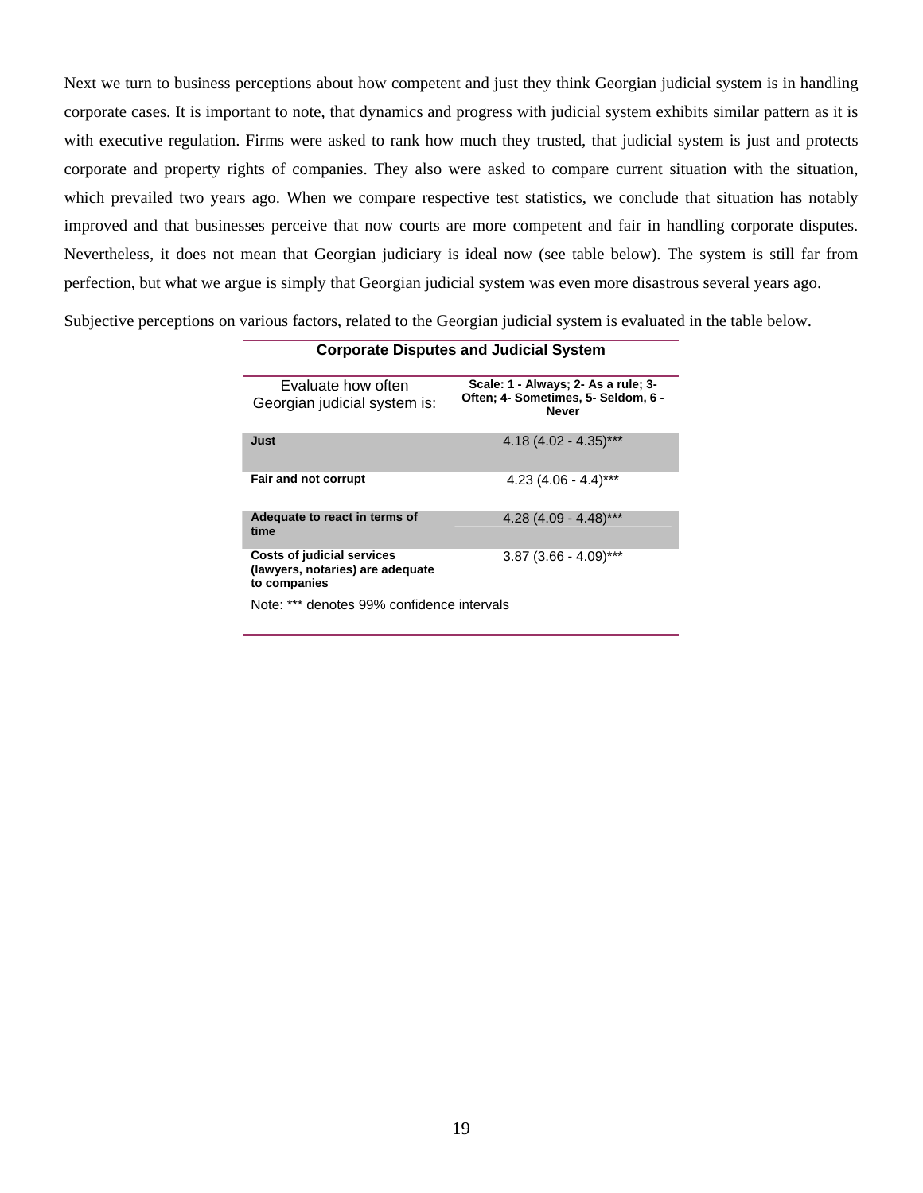Next we turn to business perceptions about how competent and just they think Georgian judicial system is in handling corporate cases. It is important to note, that dynamics and progress with judicial system exhibits similar pattern as it is with executive regulation. Firms were asked to rank how much they trusted, that judicial system is just and protects corporate and property rights of companies. They also were asked to compare current situation with the situation, which prevailed two years ago. When we compare respective test statistics, we conclude that situation has notably improved and that businesses perceive that now courts are more competent and fair in handling corporate disputes. Nevertheless, it does not mean that Georgian judiciary is ideal now (see table below). The system is still far from perfection, but what we argue is simply that Georgian judicial system was even more disastrous several years ago.

Subjective perceptions on various factors, related to the Georgian judicial system is evaluated in the table below.

**Corporate Disputes and Judicial System**

| Evaluate how often Georgian judicial system is: | **Scale: 1 - Always; 2- As a rule; 3- Often; 4- Sometimes, 5- Seldom, 6 - Never** |
|---|---|
| **Just** | 4.18 (4.02 - 4.35)*** |
| **Fair and not corrupt** | 4.23 (4.06 - 4.4)*** |
| **Adequate to react in terms of time** | 4.28 (4.09 - 4.48)*** |
| **Costs of judicial services (lawyers, notaries) are adequate to companies** | 3.87 (3.66 - 4.09)*** |

Note: *** denotes 99% confidence intervals